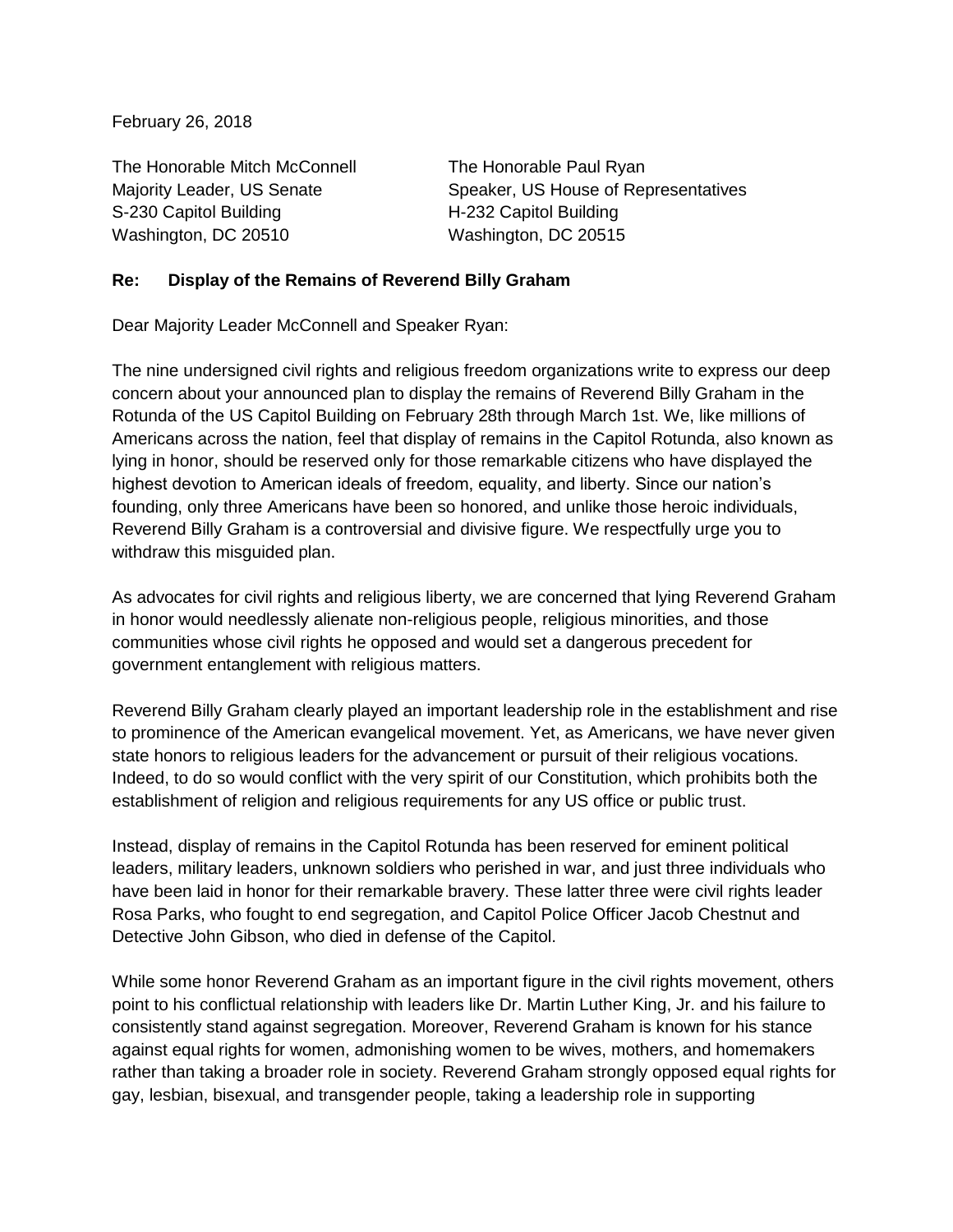February 26, 2018

The Honorable Mitch McConnell
Majority Leader, US Senate
S-230 Capitol Building
Washington, DC 20510

The Honorable Paul Ryan
Speaker, US House of Representatives
H-232 Capitol Building
Washington, DC 20515

**Re: Display of the Remains of Reverend Billy Graham**

Dear Majority Leader McConnell and Speaker Ryan:

The nine undersigned civil rights and religious freedom organizations write to express our deep concern about your announced plan to display the remains of Reverend Billy Graham in the Rotunda of the US Capitol Building on February 28th through March 1st. We, like millions of Americans across the nation, feel that display of remains in the Capitol Rotunda, also known as lying in honor, should be reserved only for those remarkable citizens who have displayed the highest devotion to American ideals of freedom, equality, and liberty. Since our nation's founding, only three Americans have been so honored, and unlike those heroic individuals, Reverend Billy Graham is a controversial and divisive figure. We respectfully urge you to withdraw this misguided plan.

As advocates for civil rights and religious liberty, we are concerned that lying Reverend Graham in honor would needlessly alienate non-religious people, religious minorities, and those communities whose civil rights he opposed and would set a dangerous precedent for government entanglement with religious matters.

Reverend Billy Graham clearly played an important leadership role in the establishment and rise to prominence of the American evangelical movement. Yet, as Americans, we have never given state honors to religious leaders for the advancement or pursuit of their religious vocations. Indeed, to do so would conflict with the very spirit of our Constitution, which prohibits both the establishment of religion and religious requirements for any US office or public trust.

Instead, display of remains in the Capitol Rotunda has been reserved for eminent political leaders, military leaders, unknown soldiers who perished in war, and just three individuals who have been laid in honor for their remarkable bravery. These latter three were civil rights leader Rosa Parks, who fought to end segregation, and Capitol Police Officer Jacob Chestnut and Detective John Gibson, who died in defense of the Capitol.

While some honor Reverend Graham as an important figure in the civil rights movement, others point to his conflictual relationship with leaders like Dr. Martin Luther King, Jr. and his failure to consistently stand against segregation. Moreover, Reverend Graham is known for his stance against equal rights for women, admonishing women to be wives, mothers, and homemakers rather than taking a broader role in society. Reverend Graham strongly opposed equal rights for gay, lesbian, bisexual, and transgender people, taking a leadership role in supporting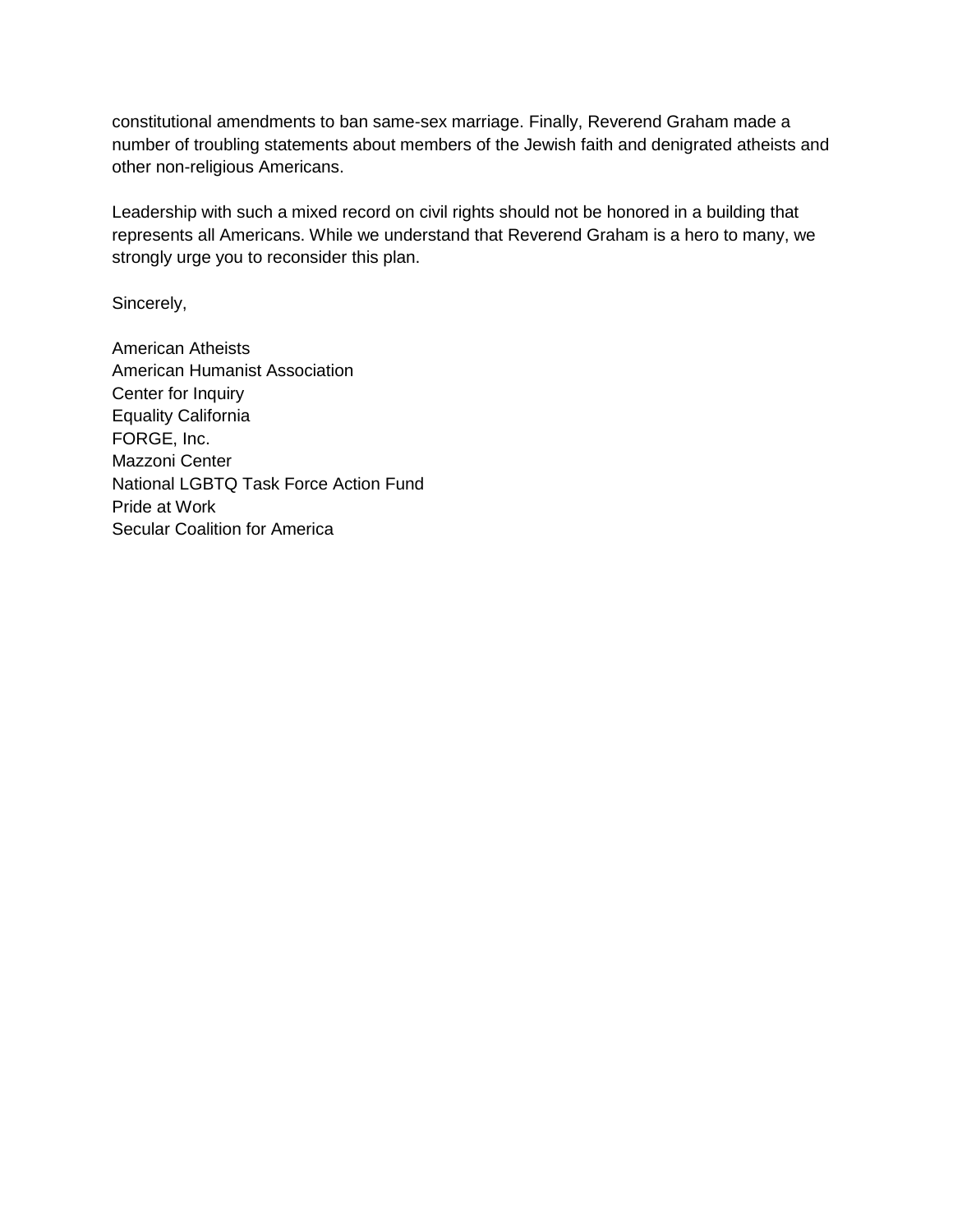constitutional amendments to ban same-sex marriage. Finally, Reverend Graham made a number of troubling statements about members of the Jewish faith and denigrated atheists and other non-religious Americans.

Leadership with such a mixed record on civil rights should not be honored in a building that represents all Americans. While we understand that Reverend Graham is a hero to many, we strongly urge you to reconsider this plan.

Sincerely,

American Atheists
American Humanist Association
Center for Inquiry
Equality California
FORGE, Inc.
Mazzoni Center
National LGBTQ Task Force Action Fund
Pride at Work
Secular Coalition for America